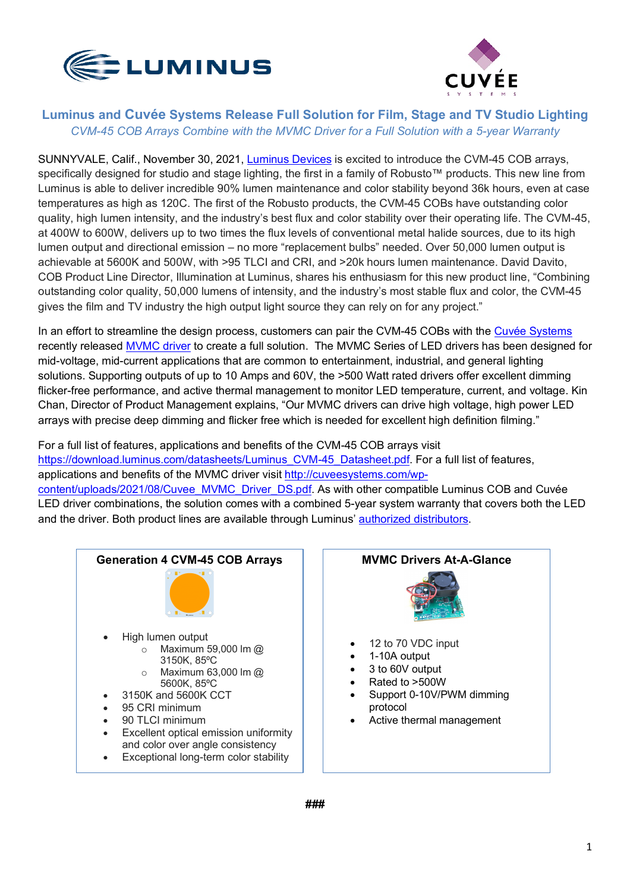# Luminus and Cuvée Systems Release Full Solution for Film, Stage and TV Studio Lighting

*CVM-45 COB Arrays Combine with the MVMC Driver for a Full Solution with a 5-year Warranty*

SUNNYVALE, Calif., November 30, 2021, Luminus Devices is excited to introduce the CVM-45 COB arrays, specifically designed for studio and stage lighting, the first in a family of Robusto™ products. This new line from Luminus is able to deliver incredible 90% lumen maintenance and color stability beyond 36k hours, even at case temperatures as high as 120C. The first of the Robusto products, the CVM-45 COBs have outstanding color quality, high lumen intensity, and the industry's best flux and color stability over their operating life. The CVM-45, at 400W to 600W, delivers up to two times the flux levels of conventional metal halide sources, due to its high lumen output and directional emission – no more "replacement bulbs" needed. Over 50,000 lumen output is achievable at 5600K and 500W, with >95 TLCI and CRI, and >20k hours lumen maintenance. David Davito, COB Product Line Director, Illumination at Luminus, shares his enthusiasm for this new product line, "Combining outstanding color quality, 50,000 lumens of intensity, and the industry's most stable flux and color, the CVM-45 gives the film and TV industry the high output light source they can rely on for any project."

In an effort to streamline the design process, customers can pair the CVM-45 COBs with the Cuvée Systems recently released MVMC driver to create a full solution. The MVMC Series of LED drivers has been designed for mid-voltage, mid-current applications that are common to entertainment, industrial, and general lighting solutions. Supporting outputs of up to 10 Amps and 60V, the >500 Watt rated drivers offer excellent dimming flicker-free performance, and active thermal management to monitor LED temperature, current, and voltage. Kin Chan, Director of Product Management explains, "Our MVMC drivers can drive high voltage, high power LED arrays with precise deep dimming and flicker free which is needed for excellent high definition filming."

For a full list of features, applications and benefits of the CVM-45 COB arrays visit https://download.luminus.com/datasheets/Luminus_CVM-45_Datasheet.pdf. For a full list of features, applications and benefits of the MVMC driver visit http://cuveesystems.com/wp-content/uploads/2021/08/Cuvee_MVMC_Driver_DS.pdf. As with other compatible Luminus COB and Cuvée LED driver combinations, the solution comes with a combined 5-year system warranty that covers both the LED and the driver. Both product lines are available through Luminus' authorized distributors.

**Generation 4 CVM-45 COB Arrays**

- High lumen output
  - Maximum 59,000 lm @ 3150K, 85ºC
  - Maximum 63,000 lm @ 5600K, 85ºC
- 3150K and 5600K CCT
- 95 CRI minimum
- 90 TLCI minimum
- Excellent optical emission uniformity and color over angle consistency
- Exceptional long-term color stability

**MVMC Drivers At-A-Glance**

- 12 to 70 VDC input
- 1-10A output
- 3 to 60V output
- Rated to >500W
- Support 0-10V/PWM dimming protocol
- Active thermal management

###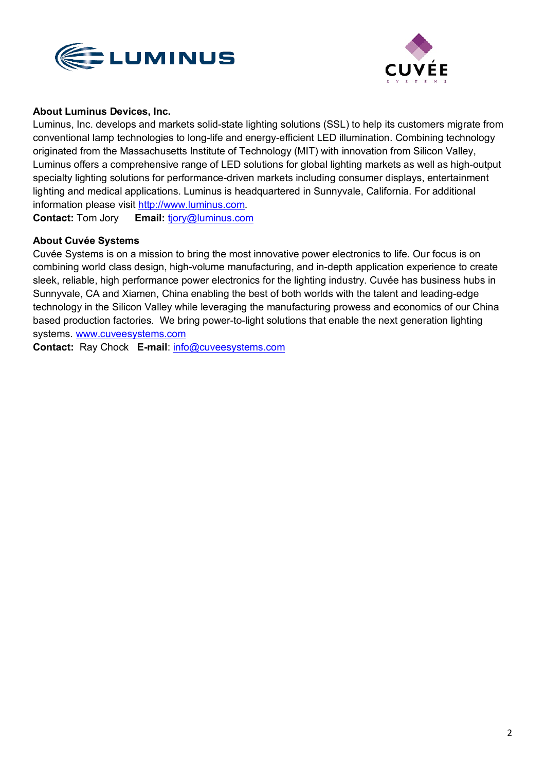**About Luminus Devices, Inc.**

Luminus, Inc. develops and markets solid-state lighting solutions (SSL) to help its customers migrate from conventional lamp technologies to long-life and energy-efficient LED illumination. Combining technology originated from the Massachusetts Institute of Technology (MIT) with innovation from Silicon Valley, Luminus offers a comprehensive range of LED solutions for global lighting markets as well as high-output specialty lighting solutions for performance-driven markets including consumer displays, entertainment lighting and medical applications. Luminus is headquartered in Sunnyvale, California. For additional information please visit http://www.luminus.com.

**Contact:** Tom Jory **Email:** tjory@luminus.com

**About Cuvée Systems**

Cuvée Systems is on a mission to bring the most innovative power electronics to life. Our focus is on combining world class design, high-volume manufacturing, and in-depth application experience to create sleek, reliable, high performance power electronics for the lighting industry. Cuvée has business hubs in Sunnyvale, CA and Xiamen, China enabling the best of both worlds with the talent and leading-edge technology in the Silicon Valley while leveraging the manufacturing prowess and economics of our China based production factories. We bring power-to-light solutions that enable the next generation lighting systems. www.cuveesystems.com

**Contact:** Ray Chock **E-mail**: info@cuveesystems.com